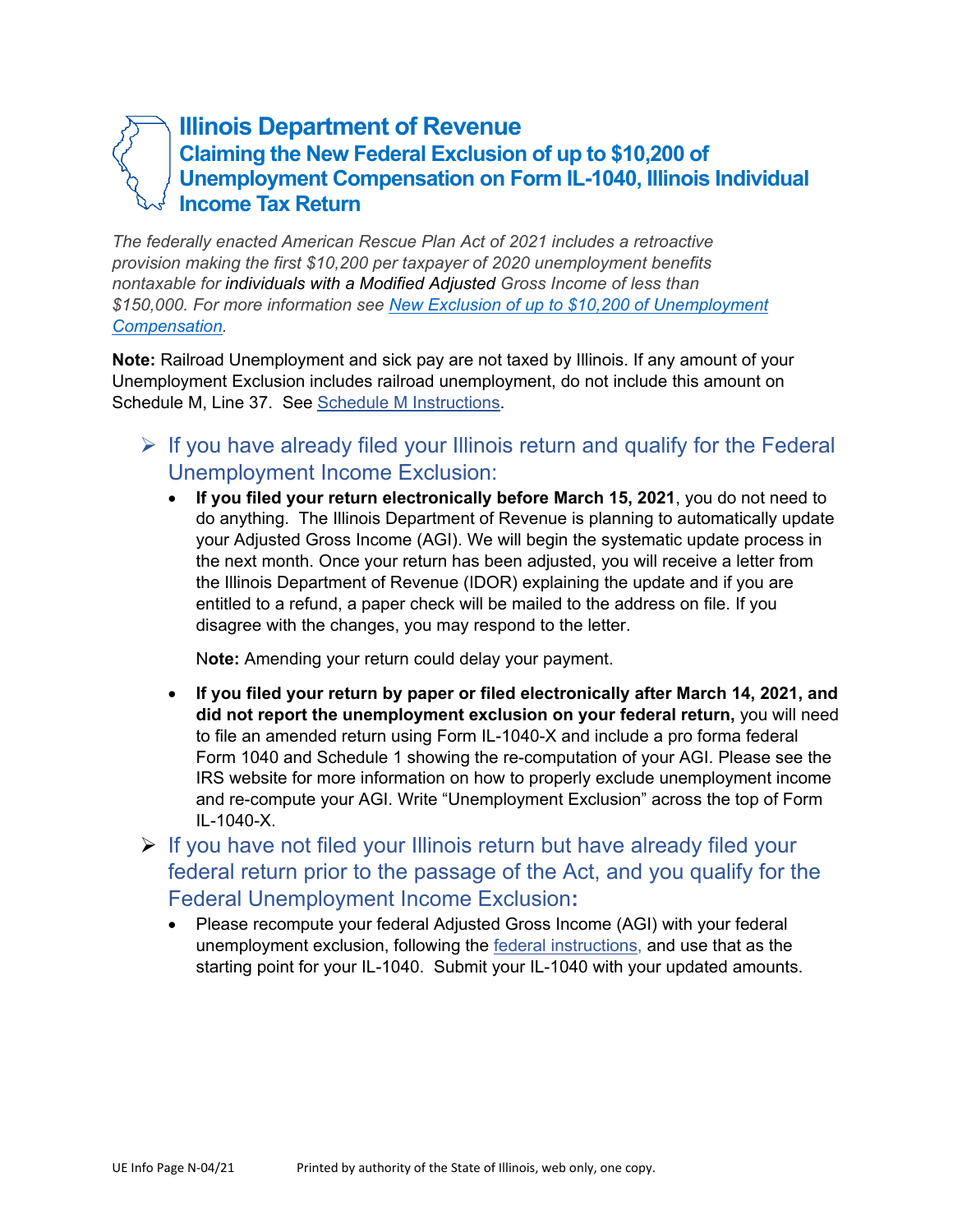# Illinois Department of Revenue

## Claiming the New Federal Exclusion of up to $10,200 of Unemployment Compensation on Form IL-1040, Illinois Individual Income Tax Return

*The federally enacted American Rescue Plan Act of 2021 includes a retroactive provision making the first $10,200 per taxpayer of 2020 unemployment benefits nontaxable for individuals with a Modified Adjusted Gross Income of less than $150,000. For more information see [New Exclusion of up to $10,200 of Unemployment Compensation](#).*

**Note:** Railroad Unemployment and sick pay are not taxed by Illinois. If any amount of your Unemployment Exclusion includes railroad unemployment, do not include this amount on Schedule M, Line 37. See [Schedule M Instructions](#).

### If you have already filed your Illinois return and qualify for the Federal Unemployment Income Exclusion:

- **If you filed your return electronically before March 15, 2021**, you do not need to do anything. The Illinois Department of Revenue is planning to automatically update your Adjusted Gross Income (AGI). We will begin the systematic update process in the next month. Once your return has been adjusted, you will receive a letter from the Illinois Department of Revenue (IDOR) explaining the update and if you are entitled to a refund, a paper check will be mailed to the address on file. If you disagree with the changes, you may respond to the letter.

  **Note:** Amending your return could delay your payment.

- **If you filed your return by paper or filed electronically after March 14, 2021, and did not report the unemployment exclusion on your federal return,** you will need to file an amended return using Form IL-1040-X and include a pro forma federal Form 1040 and Schedule 1 showing the re-computation of your AGI. Please see the IRS website for more information on how to properly exclude unemployment income and re-compute your AGI. Write "Unemployment Exclusion" across the top of Form IL-1040-X.

### If you have not filed your Illinois return but have already filed your federal return prior to the passage of the Act, and you qualify for the Federal Unemployment Income Exclusion:

- Please recompute your federal Adjusted Gross Income (AGI) with your federal unemployment exclusion, following the [federal instructions](#), and use that as the starting point for your IL-1040. Submit your IL-1040 with your updated amounts.

UE Info Page N-04/21 Printed by authority of the State of Illinois, web only, one copy.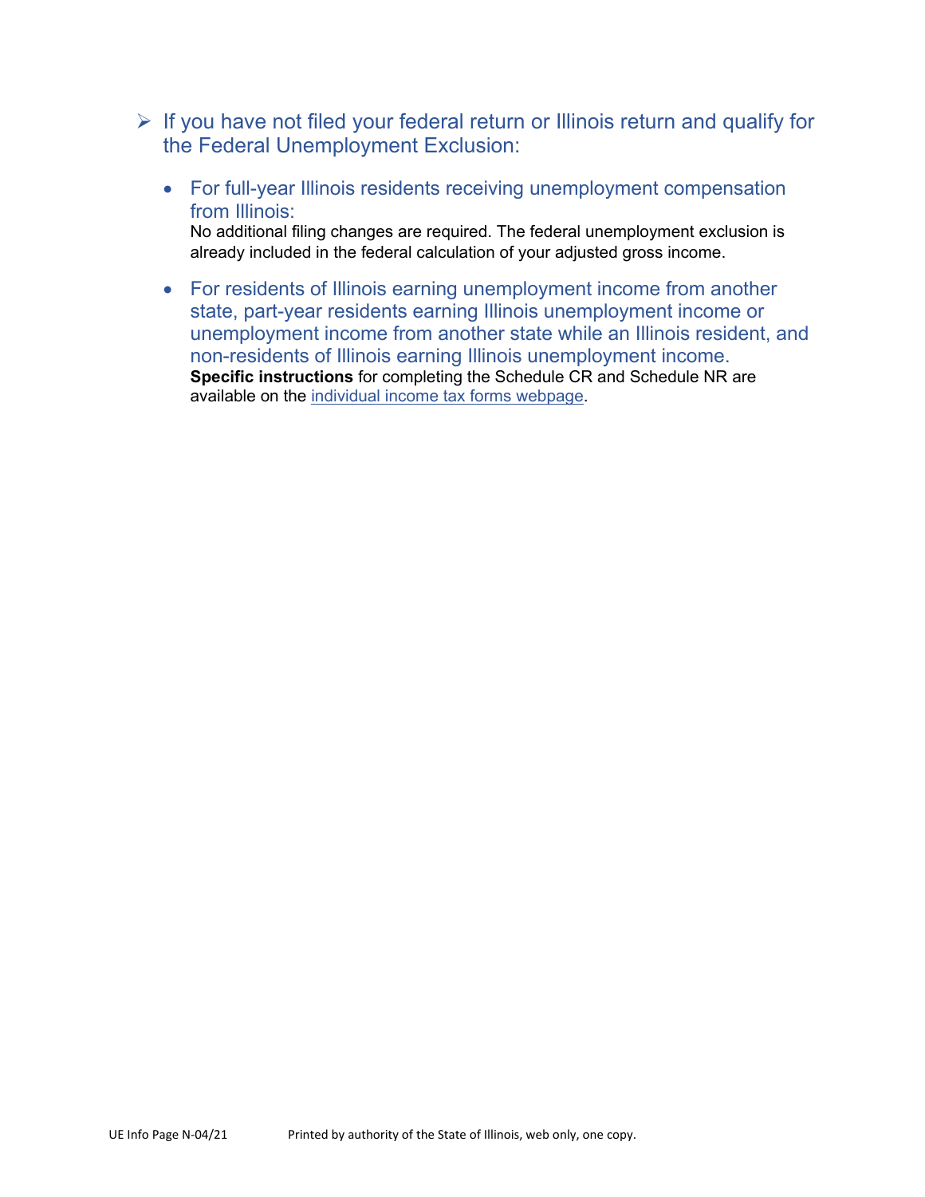- If you have not filed your federal return or Illinois return and qualify for the Federal Unemployment Exclusion:

  - For full-year Illinois residents receiving unemployment compensation from Illinois:
    No additional filing changes are required. The federal unemployment exclusion is already included in the federal calculation of your adjusted gross income.

  - For residents of Illinois earning unemployment income from another state, part-year residents earning Illinois unemployment income or unemployment income from another state while an Illinois resident, and non-residents of Illinois earning Illinois unemployment income.
    **Specific instructions** for completing the Schedule CR and Schedule NR are available on the individual income tax forms webpage.

UE Info Page N-04/21 Printed by authority of the State of Illinois, web only, one copy.